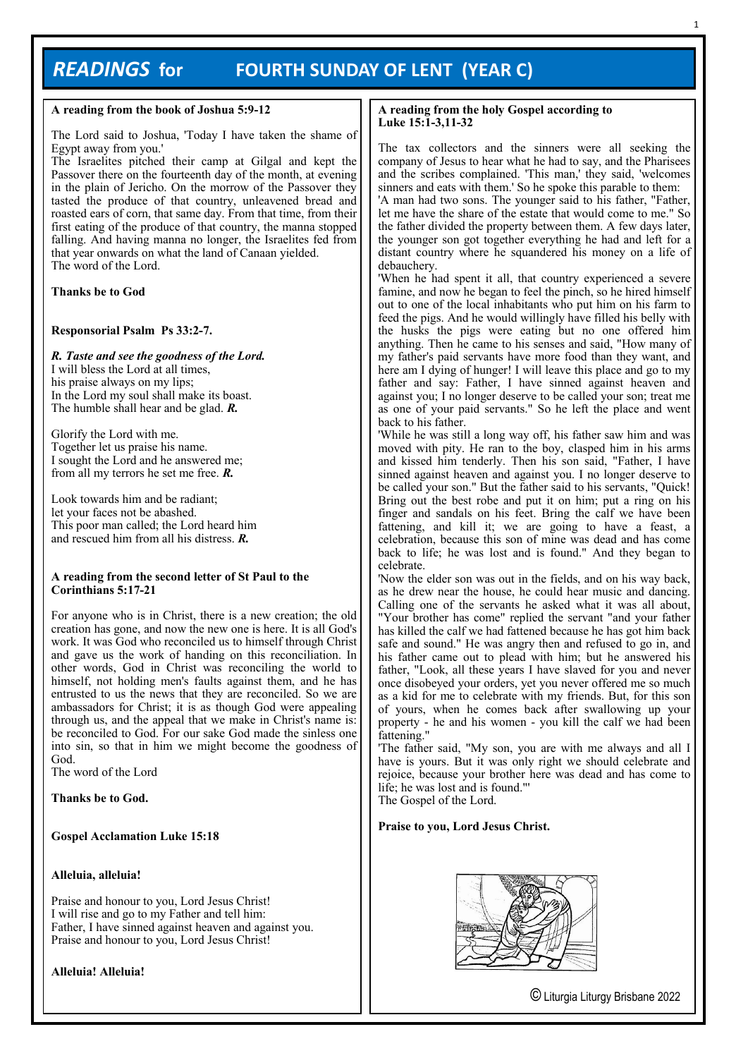# *READINGS* for FOURTH SUNDAY OF LENT (YEAR C)

**A reading from the book of Joshua 5:9-12**

The Lord said to Joshua, 'Today I have taken the shame of Egypt away from you.'
The Israelites pitched their camp at Gilgal and kept the Passover there on the fourteenth day of the month, at evening in the plain of Jericho. On the morrow of the Passover they tasted the produce of that country, unleavened bread and roasted ears of corn, that same day. From that time, from their first eating of the produce of that country, the manna stopped falling. And having manna no longer, the Israelites fed from that year onwards on what the land of Canaan yielded.
The word of the Lord.

**Thanks be to God**

**Responsorial Psalm Ps 33:2-7.**

***R. Taste and see the goodness of the Lord.***
I will bless the Lord at all times,
his praise always on my lips;
In the Lord my soul shall make its boast.
The humble shall hear and be glad. ***R.***

Glorify the Lord with me.
Together let us praise his name.
I sought the Lord and he answered me;
from all my terrors he set me free. ***R.***

Look towards him and be radiant;
let your faces not be abashed.
This poor man called; the Lord heard him
and rescued him from all his distress. ***R.***

**A reading from the second letter of St Paul to the Corinthians 5:17-21**

For anyone who is in Christ, there is a new creation; the old creation has gone, and now the new one is here. It is all God's work. It was God who reconciled us to himself through Christ and gave us the work of handing on this reconciliation. In other words, God in Christ was reconciling the world to himself, not holding men's faults against them, and he has entrusted to us the news that they are reconciled. So we are ambassadors for Christ; it is as though God were appealing through us, and the appeal that we make in Christ's name is: be reconciled to God. For our sake God made the sinless one into sin, so that in him we might become the goodness of God.
The word of the Lord

**Thanks be to God.**

**Gospel Acclamation Luke 15:18**

**Alleluia, alleluia!**

Praise and honour to you, Lord Jesus Christ!
I will rise and go to my Father and tell him:
Father, I have sinned against heaven and against you.
Praise and honour to you, Lord Jesus Christ!

**Alleluia! Alleluia!**

**A reading from the holy Gospel according to Luke 15:1-3,11-32**

The tax collectors and the sinners were all seeking the company of Jesus to hear what he had to say, and the Pharisees and the scribes complained. 'This man,' they said, 'welcomes sinners and eats with them.' So he spoke this parable to them:
'A man had two sons. The younger said to his father, "Father, let me have the share of the estate that would come to me." So the father divided the property between them. A few days later, the younger son got together everything he had and left for a distant country where he squandered his money on a life of debauchery.
'When he had spent it all, that country experienced a severe famine, and now he began to feel the pinch, so he hired himself out to one of the local inhabitants who put him on his farm to feed the pigs. And he would willingly have filled his belly with the husks the pigs were eating but no one offered him anything. Then he came to his senses and said, "How many of my father's paid servants have more food than they want, and here am I dying of hunger! I will leave this place and go to my father and say: Father, I have sinned against heaven and against you; I no longer deserve to be called your son; treat me as one of your paid servants." So he left the place and went back to his father.
'While he was still a long way off, his father saw him and was moved with pity. He ran to the boy, clasped him in his arms and kissed him tenderly. Then his son said, "Father, I have sinned against heaven and against you. I no longer deserve to be called your son." But the father said to his servants, "Quick! Bring out the best robe and put it on him; put a ring on his finger and sandals on his feet. Bring the calf we have been fattening, and kill it; we are going to have a feast, a celebration, because this son of mine was dead and has come back to life; he was lost and is found." And they began to celebrate.
'Now the elder son was out in the fields, and on his way back, as he drew near the house, he could hear music and dancing. Calling one of the servants he asked what it was all about, "Your brother has come" replied the servant "and your father has killed the calf we had fattened because he has got him back safe and sound." He was angry then and refused to go in, and his father came out to plead with him; but he answered his father, "Look, all these years I have slaved for you and never once disobeyed your orders, yet you never offered me so much as a kid for me to celebrate with my friends. But, for this son of yours, when he comes back after swallowing up your property - he and his women - you kill the calf we had been fattening."
'The father said, "My son, you are with me always and all I have is yours. But it was only right we should celebrate and rejoice, because your brother here was dead and has come to life; he was lost and is found."'
The Gospel of the Lord.

**Praise to you, Lord Jesus Christ.**

© Liturgia Liturgy Brisbane 2022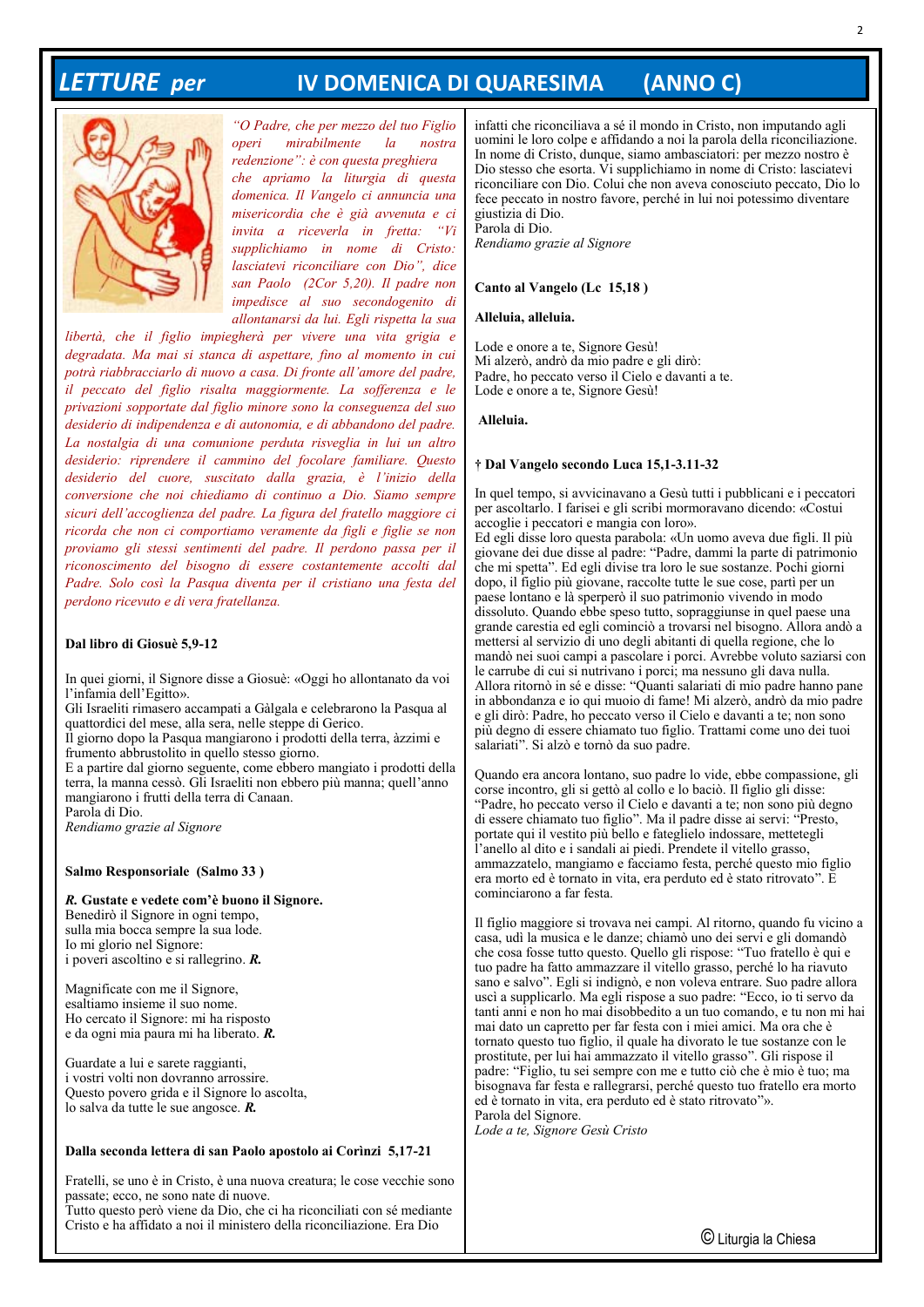# LETTURE per IV DOMENICA DI QUARESIMA (ANNO C)

*"O Padre, che per mezzo del tuo Figlio operi mirabilmente la nostra redenzione": è con questa preghiera che apriamo la liturgia di questa domenica. Il Vangelo ci annuncia una misericordia che è già avvenuta e ci invita a riceverla in fretta: "Vi supplichiamo in nome di Cristo: lasciatevi riconciliare con Dio", dice san Paolo (2Cor 5,20). Il padre non impedisce al suo secondogenito di allontanarsi da lui. Egli rispetta la sua libertà, che il figlio impiegherà per vivere una vita grigia e degradata. Ma mai si stanca di aspettare, fino al momento in cui potrà riabbracciarlo di nuovo a casa. Di fronte all'amore del padre, il peccato del figlio risalta maggiormente. La sofferenza e le privazioni sopportate dal figlio minore sono la conseguenza del suo desiderio di indipendenza e di autonomia, e di abbandono del padre. La nostalgia di una comunione perduta risveglia in lui un altro desiderio: riprendere il cammino del focolare familiare. Questo desiderio del cuore, suscitato dalla grazia, è l'inizio della conversione che noi chiediamo di continuo a Dio. Siamo sempre sicuri dell'accoglienza del padre. La figura del fratello maggiore ci ricorda che non ci comportiamo veramente da figli e figlie se non proviamo gli stessi sentimenti del padre. Il perdono passa per il riconoscimento del bisogno di essere costantemente accolti dal Padre. Solo così la Pasqua diventa per il cristiano una festa del perdono ricevuto e di vera fratellanza.*

**Dal libro di Giosuè 5,9-12**

In quei giorni, il Signore disse a Giosuè: «Oggi ho allontanato da voi l'infamia dell'Egitto».
Gli Israeliti rimasero accampati a Gàlgala e celebrarono la Pasqua al quattordici del mese, alla sera, nelle steppe di Gerico.
Il giorno dopo la Pasqua mangiarono i prodotti della terra, àzzimi e frumento abbrustolito in quello stesso giorno.
E a partire dal giorno seguente, come ebbero mangiato i prodotti della terra, la manna cessò. Gli Israeliti non ebbero più manna; quell'anno mangiarono i frutti della terra di Canaan.
Parola di Dio.
*Rendiamo grazie al Signore*

**Salmo Responsoriale (Salmo 33 )**

***R.* Gustate e vedete com'è buono il Signore.**
Benedirò il Signore in ogni tempo,
sulla mia bocca sempre la sua lode.
Io mi glorio nel Signore:
i poveri ascoltino e si rallegrino. ***R.***

Magnificate con me il Signore,
esaltiamo insieme il suo nome.
Ho cercato il Signore: mi ha risposto
e da ogni mia paura mi ha liberato. ***R.***

Guardate a lui e sarete raggianti,
i vostri volti non dovranno arrossire.
Questo povero grida e il Signore lo ascolta,
lo salva da tutte le sue angosce. ***R.***

**Dalla seconda lettera di san Paolo apostolo ai Corìnzi 5,17-21**

Fratelli, se uno è in Cristo, è una nuova creatura; le cose vecchie sono passate; ecco, ne sono nate di nuove.
Tutto questo però viene da Dio, che ci ha riconciliati con sé mediante Cristo e ha affidato a noi il ministero della riconciliazione. Era Dio infatti che riconciliava a sé il mondo in Cristo, non imputando agli uomini le loro colpe e affidando a noi la parola della riconciliazione.
In nome di Cristo, dunque, siamo ambasciatori: per mezzo nostro è Dio stesso che esorta. Vi supplichiamo in nome di Cristo: lasciatevi riconciliare con Dio. Colui che non aveva conosciuto peccato, Dio lo fece peccato in nostro favore, perché in lui noi potessimo diventare giustizia di Dio.
Parola di Dio.
*Rendiamo grazie al Signore*

**Canto al Vangelo (Lc 15,18 )**

**Alleluia, alleluia.**

Lode e onore a te, Signore Gesù!
Mi alzerò, andrò da mio padre e gli dirò:
Padre, ho peccato verso il Cielo e davanti a te.
Lode e onore a te, Signore Gesù!

**Alleluia.**

**† Dal Vangelo secondo Luca 15,1-3.11-32**

In quel tempo, si avvicinavano a Gesù tutti i pubblicani e i peccatori per ascoltarlo. I farisei e gli scribi mormoravano dicendo: «Costui accoglie i peccatori e mangia con loro».
Ed egli disse loro questa parabola: «Un uomo aveva due figli. Il più giovane dei due disse al padre: "Padre, dammi la parte di patrimonio che mi spetta". Ed egli divise tra loro le sue sostanze. Pochi giorni dopo, il figlio più giovane, raccolte tutte le sue cose, partì per un paese lontano e là sperperò il suo patrimonio vivendo in modo dissoluto. Quando ebbe speso tutto, sopraggiunse in quel paese una grande carestia ed egli cominciò a trovarsi nel bisogno. Allora andò a mettersi al servizio di uno degli abitanti di quella regione, che lo mandò nei suoi campi a pascolare i porci. Avrebbe voluto saziarsi con le carrube di cui si nutrivano i porci; ma nessuno gli dava nulla.
Allora ritornò in sé e disse: "Quanti salariati di mio padre hanno pane in abbondanza e io qui muoio di fame! Mi alzerò, andrò da mio padre e gli dirò: Padre, ho peccato verso il Cielo e davanti a te; non sono più degno di essere chiamato tuo figlio. Trattami come uno dei tuoi salariati". Si alzò e tornò da suo padre.

Quando era ancora lontano, suo padre lo vide, ebbe compassione, gli corse incontro, gli si gettò al collo e lo baciò. Il figlio gli disse: "Padre, ho peccato verso il Cielo e davanti a te; non sono più degno di essere chiamato tuo figlio". Ma il padre disse ai servi: "Presto, portate qui il vestito più bello e fateglielo indossare, mettetegli l'anello al dito e i sandali ai piedi. Prendete il vitello grasso, ammazzatelo, mangiamo e facciamo festa, perché questo mio figlio era morto ed è tornato in vita, era perduto ed è stato ritrovato". E cominciarono a far festa.

Il figlio maggiore si trovava nei campi. Al ritorno, quando fu vicino a casa, udì la musica e le danze; chiamò uno dei servi e gli domandò che cosa fosse tutto questo. Quello gli rispose: "Tuo fratello è qui e tuo padre ha fatto ammazzare il vitello grasso, perché lo ha riavuto sano e salvo". Egli si indignò, e non voleva entrare. Suo padre allora uscì a supplicarlo. Ma egli rispose a suo padre: "Ecco, io ti servo da tanti anni e non ho mai disobbedito a un tuo comando, e tu non mi hai mai dato un capretto per far festa con i miei amici. Ma ora che è tornato questo tuo figlio, il quale ha divorato le tue sostanze con le prostitute, per lui hai ammazzato il vitello grasso". Gli rispose il padre: "Figlio, tu sei sempre con me e tutto ciò che è mio è tuo; ma bisognava far festa e rallegrarsi, perché questo tuo fratello era morto ed è tornato in vita, era perduto ed è stato ritrovato"».
Parola del Signore.
*Lode a te, Signore Gesù Cristo*

© Liturgia la Chiesa